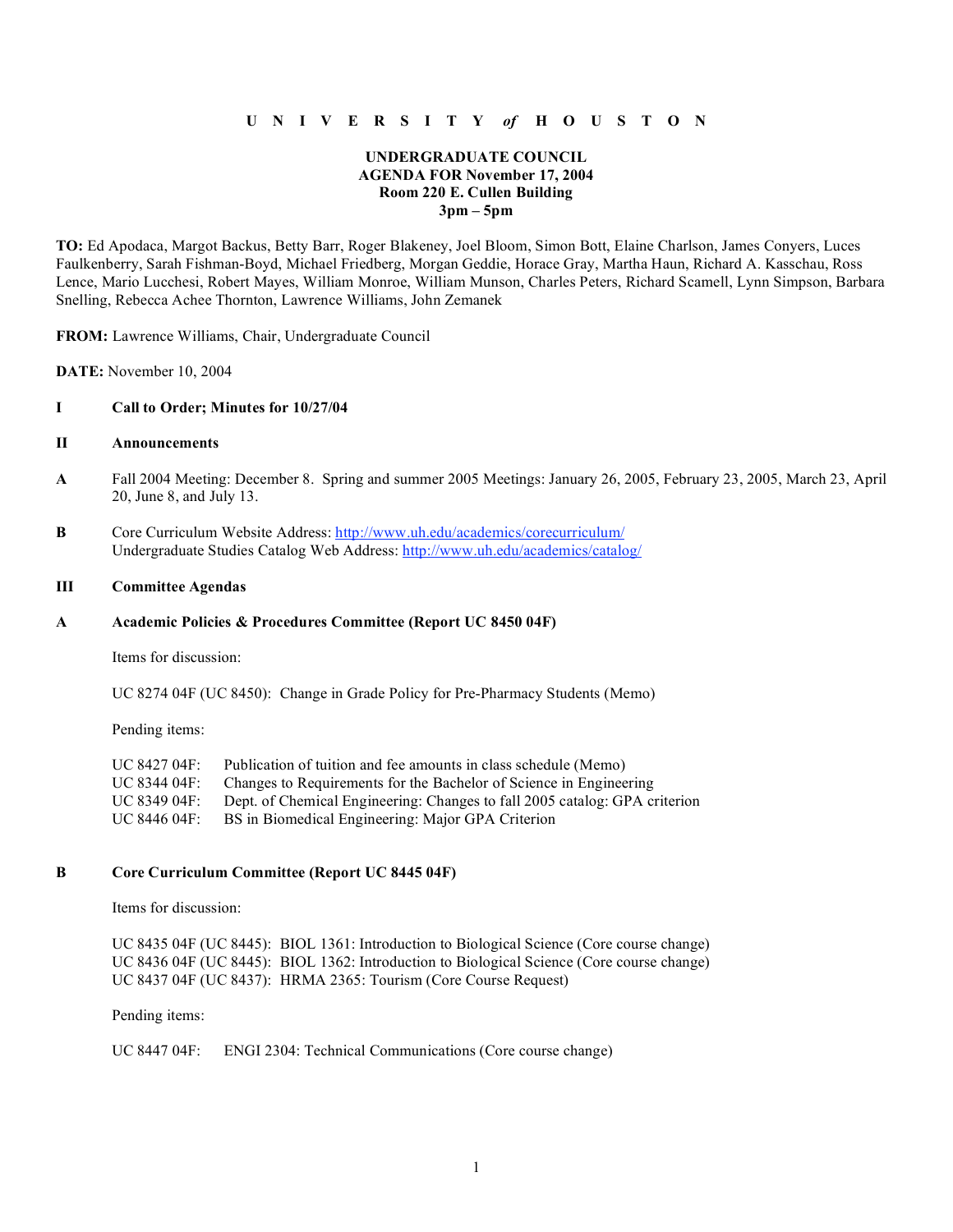**U N I V E R S I T Y *of* H O U S T O N**

**UNDERGRADUATE COUNCIL**
**AGENDA FOR November 17, 2004**
**Room 220 E. Cullen Building**
**3pm – 5pm**

**TO:** Ed Apodaca, Margot Backus, Betty Barr, Roger Blakeney, Joel Bloom, Simon Bott, Elaine Charlson, James Conyers, Luces Faulkenberry, Sarah Fishman-Boyd, Michael Friedberg, Morgan Geddie, Horace Gray, Martha Haun, Richard A. Kasschau, Ross Lence, Mario Lucchesi, Robert Mayes, William Monroe, William Munson, Charles Peters, Richard Scamell, Lynn Simpson, Barbara Snelling, Rebecca Achee Thornton, Lawrence Williams, John Zemanek

**FROM:** Lawrence Williams, Chair, Undergraduate Council

**DATE:** November 10, 2004

**I Call to Order; Minutes for 10/27/04**

**II Announcements**

**A** Fall 2004 Meeting: December 8. Spring and summer 2005 Meetings: January 26, 2005, February 23, 2005, March 23, April 20, June 8, and July 13.

**B** Core Curriculum Website Address: http://www.uh.edu/academics/corecurriculum/
Undergraduate Studies Catalog Web Address: http://www.uh.edu/academics/catalog/

**III Committee Agendas**

**A Academic Policies & Procedures Committee (Report UC 8450 04F)**

Items for discussion:

UC 8274 04F (UC 8450): Change in Grade Policy for Pre-Pharmacy Students (Memo)

Pending items:

UC 8427 04F: Publication of tuition and fee amounts in class schedule (Memo)
UC 8344 04F: Changes to Requirements for the Bachelor of Science in Engineering
UC 8349 04F: Dept. of Chemical Engineering: Changes to fall 2005 catalog: GPA criterion
UC 8446 04F: BS in Biomedical Engineering: Major GPA Criterion

**B Core Curriculum Committee (Report UC 8445 04F)**

Items for discussion:

UC 8435 04F (UC 8445): BIOL 1361: Introduction to Biological Science (Core course change)
UC 8436 04F (UC 8445): BIOL 1362: Introduction to Biological Science (Core course change)
UC 8437 04F (UC 8437): HRMA 2365: Tourism (Core Course Request)

Pending items:

UC 8447 04F: ENGI 2304: Technical Communications (Core course change)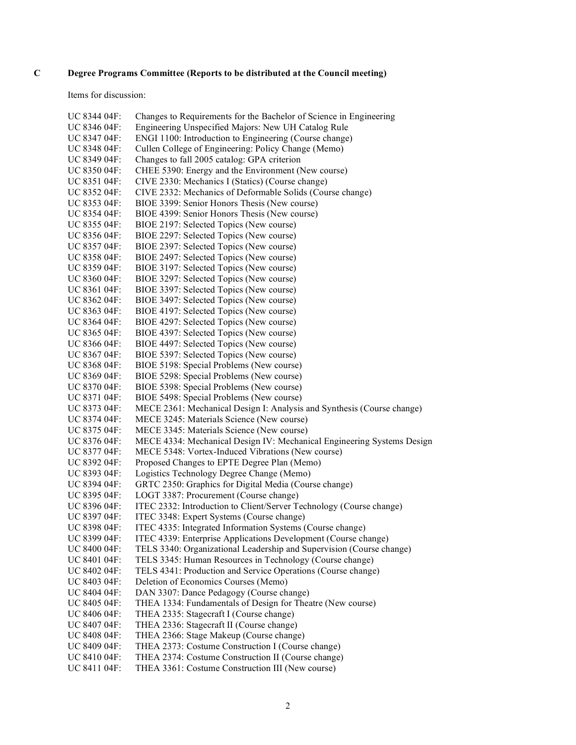**C Degree Programs Committee (Reports to be distributed at the Council meeting)**

Items for discussion:

UC 8344 04F: Changes to Requirements for the Bachelor of Science in Engineering
UC 8346 04F: Engineering Unspecified Majors: New UH Catalog Rule
UC 8347 04F: ENGI 1100: Introduction to Engineering (Course change)
UC 8348 04F: Cullen College of Engineering: Policy Change (Memo)
UC 8349 04F: Changes to fall 2005 catalog: GPA criterion
UC 8350 04F: CHEE 5390: Energy and the Environment (New course)
UC 8351 04F: CIVE 2330: Mechanics I (Statics) (Course change)
UC 8352 04F: CIVE 2332: Mechanics of Deformable Solids (Course change)
UC 8353 04F: BIOE 3399: Senior Honors Thesis (New course)
UC 8354 04F: BIOE 4399: Senior Honors Thesis (New course)
UC 8355 04F: BIOE 2197: Selected Topics (New course)
UC 8356 04F: BIOE 2297: Selected Topics (New course)
UC 8357 04F: BIOE 2397: Selected Topics (New course)
UC 8358 04F: BIOE 2497: Selected Topics (New course)
UC 8359 04F: BIOE 3197: Selected Topics (New course)
UC 8360 04F: BIOE 3297: Selected Topics (New course)
UC 8361 04F: BIOE 3397: Selected Topics (New course)
UC 8362 04F: BIOE 3497: Selected Topics (New course)
UC 8363 04F: BIOE 4197: Selected Topics (New course)
UC 8364 04F: BIOE 4297: Selected Topics (New course)
UC 8365 04F: BIOE 4397: Selected Topics (New course)
UC 8366 04F: BIOE 4497: Selected Topics (New course)
UC 8367 04F: BIOE 5397: Selected Topics (New course)
UC 8368 04F: BIOE 5198: Special Problems (New course)
UC 8369 04F: BIOE 5298: Special Problems (New course)
UC 8370 04F: BIOE 5398: Special Problems (New course)
UC 8371 04F: BIOE 5498: Special Problems (New course)
UC 8373 04F: MECE 2361: Mechanical Design I: Analysis and Synthesis (Course change)
UC 8374 04F: MECE 3245: Materials Science (New course)
UC 8375 04F: MECE 3345: Materials Science (New course)
UC 8376 04F: MECE 4334: Mechanical Design IV: Mechanical Engineering Systems Design
UC 8377 04F: MECE 5348: Vortex-Induced Vibrations (New course)
UC 8392 04F: Proposed Changes to EPTE Degree Plan (Memo)
UC 8393 04F: Logistics Technology Degree Change (Memo)
UC 8394 04F: GRTC 2350: Graphics for Digital Media (Course change)
UC 8395 04F: LOGT 3387: Procurement (Course change)
UC 8396 04F: ITEC 2332: Introduction to Client/Server Technology (Course change)
UC 8397 04F: ITEC 3348: Expert Systems (Course change)
UC 8398 04F: ITEC 4335: Integrated Information Systems (Course change)
UC 8399 04F: ITEC 4339: Enterprise Applications Development (Course change)
UC 8400 04F: TELS 3340: Organizational Leadership and Supervision (Course change)
UC 8401 04F: TELS 3345: Human Resources in Technology (Course change)
UC 8402 04F: TELS 4341: Production and Service Operations (Course change)
UC 8403 04F: Deletion of Economics Courses (Memo)
UC 8404 04F: DAN 3307: Dance Pedagogy (Course change)
UC 8405 04F: THEA 1334: Fundamentals of Design for Theatre (New course)
UC 8406 04F: THEA 2335: Stagecraft I (Course change)
UC 8407 04F: THEA 2336: Stagecraft II (Course change)
UC 8408 04F: THEA 2366: Stage Makeup (Course change)
UC 8409 04F: THEA 2373: Costume Construction I (Course change)
UC 8410 04F: THEA 2374: Costume Construction II (Course change)
UC 8411 04F: THEA 3361: Costume Construction III (New course)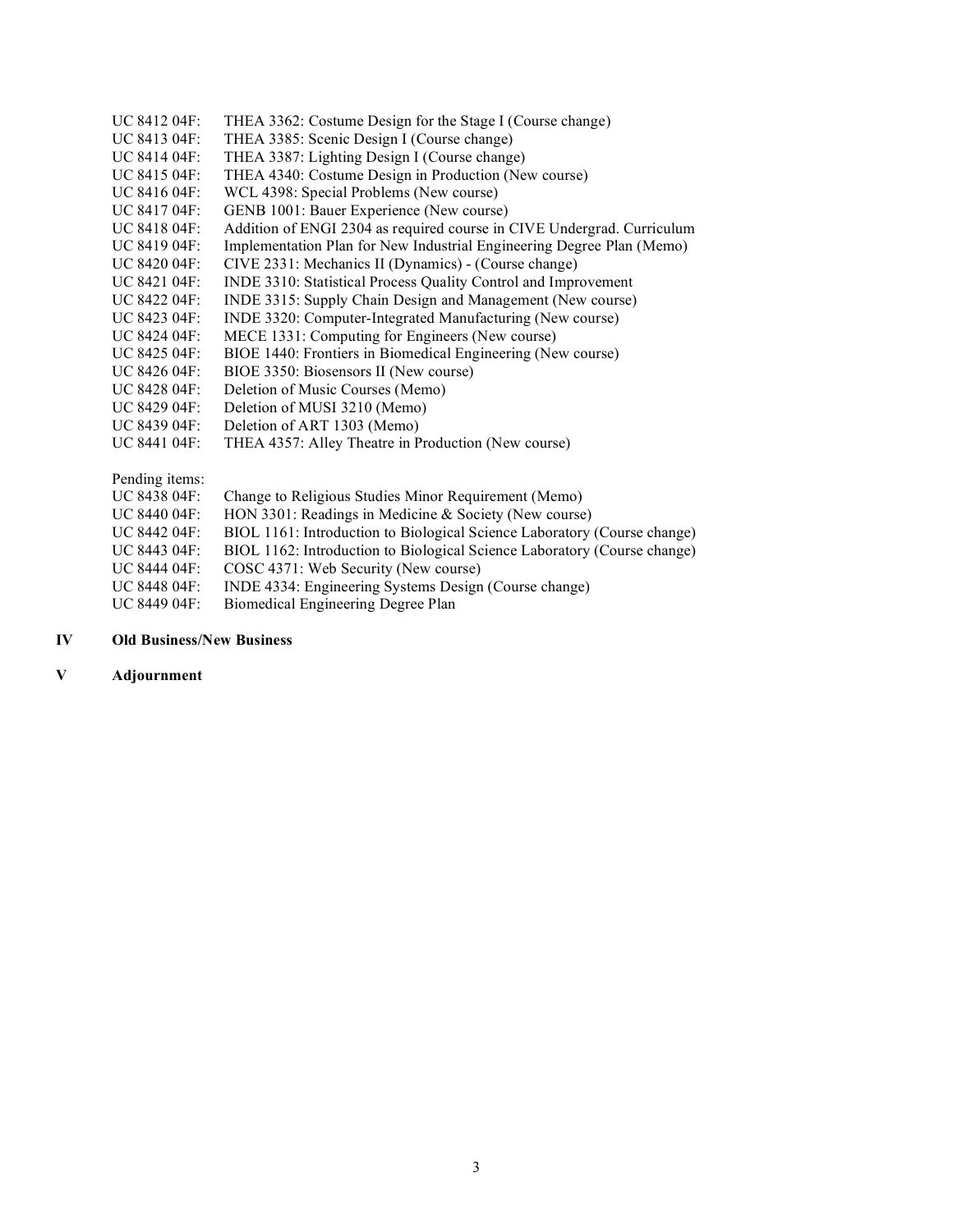UC 8412 04F: THEA 3362: Costume Design for the Stage I (Course change)
UC 8413 04F: THEA 3385: Scenic Design I (Course change)
UC 8414 04F: THEA 3387: Lighting Design I (Course change)
UC 8415 04F: THEA 4340: Costume Design in Production (New course)
UC 8416 04F: WCL 4398: Special Problems (New course)
UC 8417 04F: GENB 1001: Bauer Experience (New course)
UC 8418 04F: Addition of ENGI 2304 as required course in CIVE Undergrad. Curriculum
UC 8419 04F: Implementation Plan for New Industrial Engineering Degree Plan (Memo)
UC 8420 04F: CIVE 2331: Mechanics II (Dynamics) - (Course change)
UC 8421 04F: INDE 3310: Statistical Process Quality Control and Improvement
UC 8422 04F: INDE 3315: Supply Chain Design and Management (New course)
UC 8423 04F: INDE 3320: Computer-Integrated Manufacturing (New course)
UC 8424 04F: MECE 1331: Computing for Engineers (New course)
UC 8425 04F: BIOE 1440: Frontiers in Biomedical Engineering (New course)
UC 8426 04F: BIOE 3350: Biosensors II (New course)
UC 8428 04F: Deletion of Music Courses (Memo)
UC 8429 04F: Deletion of MUSI 3210 (Memo)
UC 8439 04F: Deletion of ART 1303 (Memo)
UC 8441 04F: THEA 4357: Alley Theatre in Production (New course)

Pending items:
UC 8438 04F: Change to Religious Studies Minor Requirement (Memo)
UC 8440 04F: HON 3301: Readings in Medicine & Society (New course)
UC 8442 04F: BIOL 1161: Introduction to Biological Science Laboratory (Course change)
UC 8443 04F: BIOL 1162: Introduction to Biological Science Laboratory (Course change)
UC 8444 04F: COSC 4371: Web Security (New course)
UC 8448 04F: INDE 4334: Engineering Systems Design (Course change)
UC 8449 04F: Biomedical Engineering Degree Plan

## IV Old Business/New Business

## V Adjournment